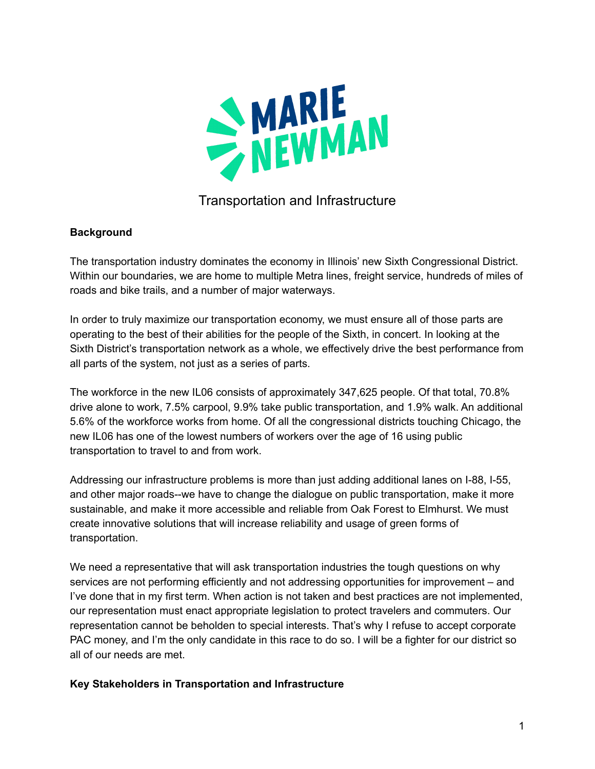# MARIE NEWMAN

## Transportation and Infrastructure

**Background**

The transportation industry dominates the economy in Illinois' new Sixth Congressional District. Within our boundaries, we are home to multiple Metra lines, freight service, hundreds of miles of roads and bike trails, and a number of major waterways.

In order to truly maximize our transportation economy, we must ensure all of those parts are operating to the best of their abilities for the people of the Sixth, in concert. In looking at the Sixth District's transportation network as a whole, we effectively drive the best performance from all parts of the system, not just as a series of parts.

The workforce in the new IL06 consists of approximately 347,625 people. Of that total, 70.8% drive alone to work, 7.5% carpool, 9.9% take public transportation, and 1.9% walk. An additional 5.6% of the workforce works from home. Of all the congressional districts touching Chicago, the new IL06 has one of the lowest numbers of workers over the age of 16 using public transportation to travel to and from work.

Addressing our infrastructure problems is more than just adding additional lanes on I-88, I-55, and other major roads--we have to change the dialogue on public transportation, make it more sustainable, and make it more accessible and reliable from Oak Forest to Elmhurst. We must create innovative solutions that will increase reliability and usage of green forms of transportation.

We need a representative that will ask transportation industries the tough questions on why services are not performing efficiently and not addressing opportunities for improvement – and I've done that in my first term. When action is not taken and best practices are not implemented, our representation must enact appropriate legislation to protect travelers and commuters. Our representation cannot be beholden to special interests. That's why I refuse to accept corporate PAC money, and I'm the only candidate in this race to do so. I will be a fighter for our district so all of our needs are met.

**Key Stakeholders in Transportation and Infrastructure**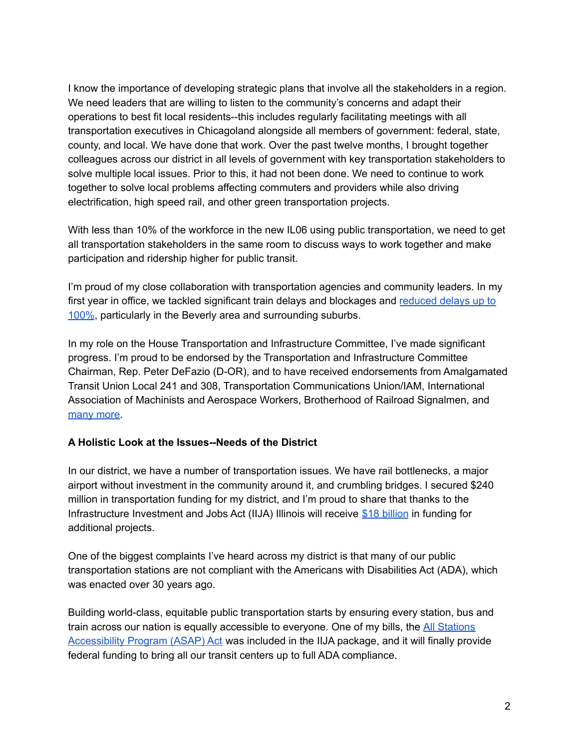I know the importance of developing strategic plans that involve all the stakeholders in a region. We need leaders that are willing to listen to the community's concerns and adapt their operations to best fit local residents--this includes regularly facilitating meetings with all transportation executives in Chicagoland alongside all members of government: federal, state, county, and local. We have done that work. Over the past twelve months, I brought together colleagues across our district in all levels of government with key transportation stakeholders to solve multiple local issues. Prior to this, it had not been done. We need to continue to work together to solve local problems affecting commuters and providers while also driving electrification, high speed rail, and other green transportation projects.

With less than 10% of the workforce in the new IL06 using public transportation, we need to get all transportation stakeholders in the same room to discuss ways to work together and make participation and ridership higher for public transit.

I'm proud of my close collaboration with transportation agencies and community leaders. In my first year in office, we tackled significant train delays and blockages and reduced delays up to 100%, particularly in the Beverly area and surrounding suburbs.

In my role on the House Transportation and Infrastructure Committee, I've made significant progress. I'm proud to be endorsed by the Transportation and Infrastructure Committee Chairman, Rep. Peter DeFazio (D-OR), and to have received endorsements from Amalgamated Transit Union Local 241 and 308, Transportation Communications Union/IAM, International Association of Machinists and Aerospace Workers, Brotherhood of Railroad Signalmen, and many more.

**A Holistic Look at the Issues--Needs of the District**

In our district, we have a number of transportation issues. We have rail bottlenecks, a major airport without investment in the community around it, and crumbling bridges. I secured $240 million in transportation funding for my district, and I'm proud to share that thanks to the Infrastructure Investment and Jobs Act (IIJA) Illinois will receive $18 billion in funding for additional projects.

One of the biggest complaints I've heard across my district is that many of our public transportation stations are not compliant with the Americans with Disabilities Act (ADA), which was enacted over 30 years ago.

Building world-class, equitable public transportation starts by ensuring every station, bus and train across our nation is equally accessible to everyone. One of my bills, the All Stations Accessibility Program (ASAP) Act was included in the IIJA package, and it will finally provide federal funding to bring all our transit centers up to full ADA compliance.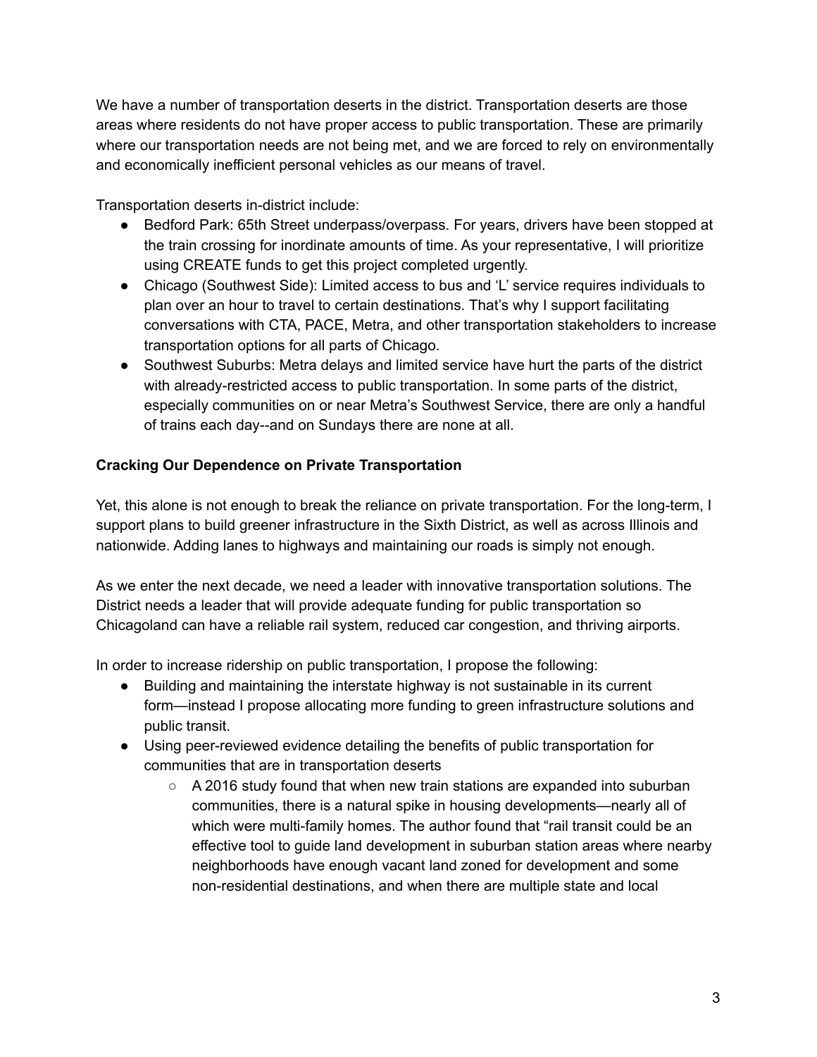We have a number of transportation deserts in the district. Transportation deserts are those areas where residents do not have proper access to public transportation. These are primarily where our transportation needs are not being met, and we are forced to rely on environmentally and economically inefficient personal vehicles as our means of travel.

Transportation deserts in-district include:

- Bedford Park: 65th Street underpass/overpass. For years, drivers have been stopped at the train crossing for inordinate amounts of time. As your representative, I will prioritize using CREATE funds to get this project completed urgently.
- Chicago (Southwest Side): Limited access to bus and 'L' service requires individuals to plan over an hour to travel to certain destinations. That's why I support facilitating conversations with CTA, PACE, Metra, and other transportation stakeholders to increase transportation options for all parts of Chicago.
- Southwest Suburbs: Metra delays and limited service have hurt the parts of the district with already-restricted access to public transportation. In some parts of the district, especially communities on or near Metra's Southwest Service, there are only a handful of trains each day--and on Sundays there are none at all.

**Cracking Our Dependence on Private Transportation**

Yet, this alone is not enough to break the reliance on private transportation. For the long-term, I support plans to build greener infrastructure in the Sixth District, as well as across Illinois and nationwide. Adding lanes to highways and maintaining our roads is simply not enough.

As we enter the next decade, we need a leader with innovative transportation solutions. The District needs a leader that will provide adequate funding for public transportation so Chicagoland can have a reliable rail system, reduced car congestion, and thriving airports.

In order to increase ridership on public transportation, I propose the following:

- Building and maintaining the interstate highway is not sustainable in its current form—instead I propose allocating more funding to green infrastructure solutions and public transit.
- Using peer-reviewed evidence detailing the benefits of public transportation for communities that are in transportation deserts
    - A 2016 study found that when new train stations are expanded into suburban communities, there is a natural spike in housing developments—nearly all of which were multi-family homes. The author found that "rail transit could be an effective tool to guide land development in suburban station areas where nearby neighborhoods have enough vacant land zoned for development and some non-residential destinations, and when there are multiple state and local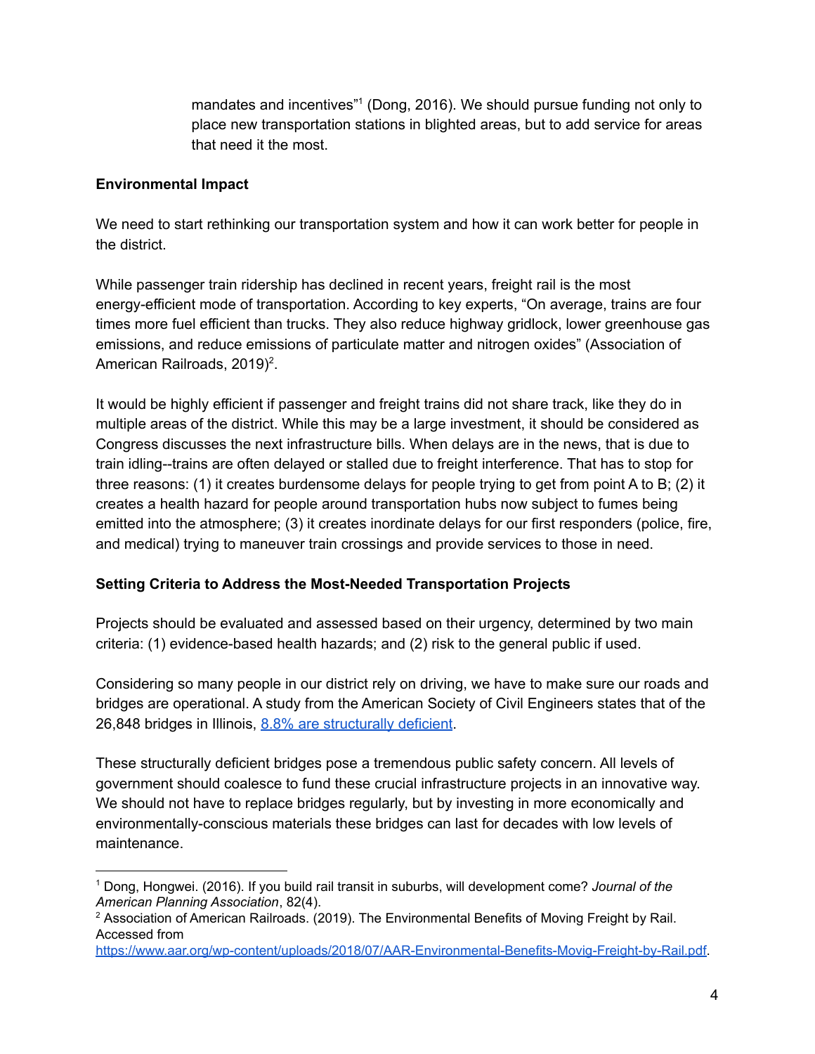mandates and incentives"[1] (Dong, 2016). We should pursue funding not only to place new transportation stations in blighted areas, but to add service for areas that need it the most.

**Environmental Impact**

We need to start rethinking our transportation system and how it can work better for people in the district.

While passenger train ridership has declined in recent years, freight rail is the most energy-efficient mode of transportation. According to key experts, "On average, trains are four times more fuel efficient than trucks. They also reduce highway gridlock, lower greenhouse gas emissions, and reduce emissions of particulate matter and nitrogen oxides" (Association of American Railroads, 2019)[2].

It would be highly efficient if passenger and freight trains did not share track, like they do in multiple areas of the district. While this may be a large investment, it should be considered as Congress discusses the next infrastructure bills. When delays are in the news, that is due to train idling--trains are often delayed or stalled due to freight interference. That has to stop for three reasons: (1) it creates burdensome delays for people trying to get from point A to B; (2) it creates a health hazard for people around transportation hubs now subject to fumes being emitted into the atmosphere; (3) it creates inordinate delays for our first responders (police, fire, and medical) trying to maneuver train crossings and provide services to those in need.

**Setting Criteria to Address the Most-Needed Transportation Projects**

Projects should be evaluated and assessed based on their urgency, determined by two main criteria: (1) evidence-based health hazards; and (2) risk to the general public if used.

Considering so many people in our district rely on driving, we have to make sure our roads and bridges are operational. A study from the American Society of Civil Engineers states that of the 26,848 bridges in Illinois, 8.8% are structurally deficient.

These structurally deficient bridges pose a tremendous public safety concern. All levels of government should coalesce to fund these crucial infrastructure projects in an innovative way. We should not have to replace bridges regularly, but by investing in more economically and environmentally-conscious materials these bridges can last for decades with low levels of maintenance.

---

[1] Dong, Hongwei. (2016). If you build rail transit in suburbs, will development come? *Journal of the American Planning Association*, 82(4).

[2] Association of American Railroads. (2019). The Environmental Benefits of Moving Freight by Rail. Accessed from https://www.aar.org/wp-content/uploads/2018/07/AAR-Environmental-Benefits-Movig-Freight-by-Rail.pdf.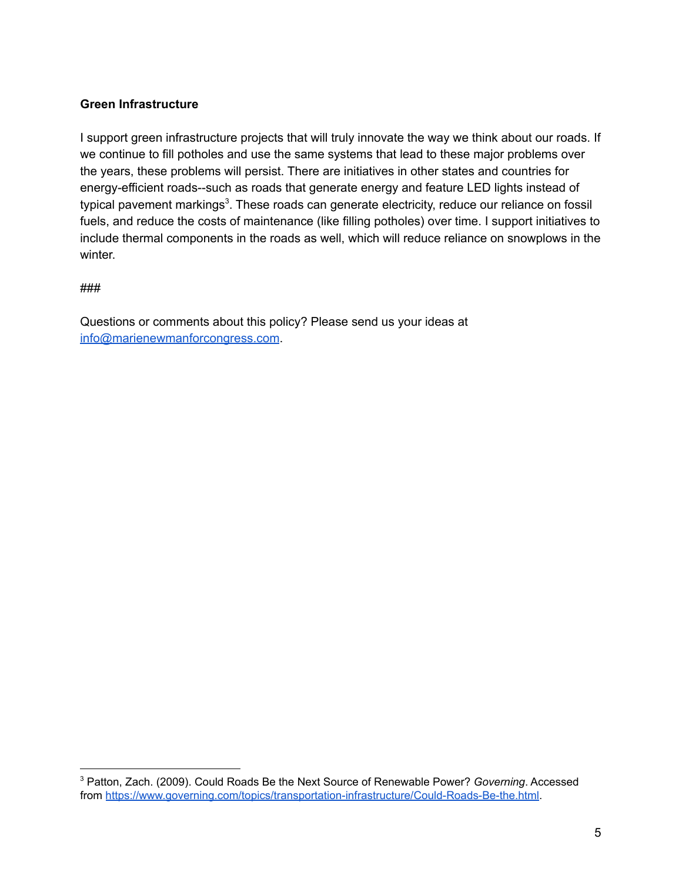**Green Infrastructure**

I support green infrastructure projects that will truly innovate the way we think about our roads. If we continue to fill potholes and use the same systems that lead to these major problems over the years, these problems will persist. There are initiatives in other states and countries for energy-efficient roads--such as roads that generate energy and feature LED lights instead of typical pavement markings[3]. These roads can generate electricity, reduce our reliance on fossil fuels, and reduce the costs of maintenance (like filling potholes) over time. I support initiatives to include thermal components in the roads as well, which will reduce reliance on snowplows in the winter.

###

Questions or comments about this policy? Please send us your ideas at [info@marienewmanforcongress.com](mailto:info@marienewmanforcongress.com).

---

[3] Patton, Zach. (2009). Could Roads Be the Next Source of Renewable Power? *Governing*. Accessed from [https://www.governing.com/topics/transportation-infrastructure/Could-Roads-Be-the.html](https://www.governing.com/topics/transportation-infrastructure/Could-Roads-Be-the.html).